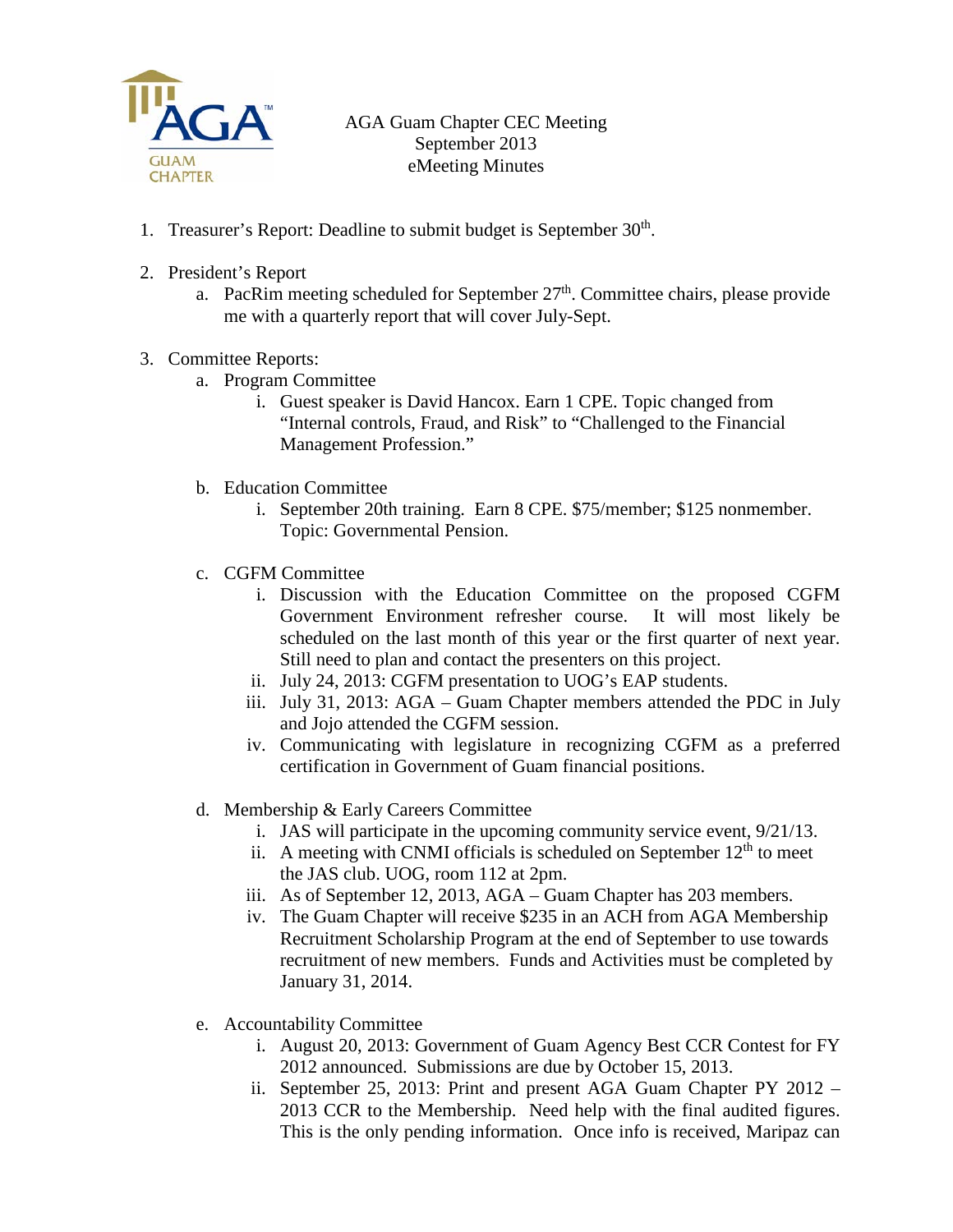AGA Guam Chapter CEC Meeting
September 2013
eMeeting Minutes

1. Treasurer's Report: Deadline to submit budget is September 30th.

2. President's Report
   a. PacRim meeting scheduled for September 27th. Committee chairs, please provide me with a quarterly report that will cover July-Sept.

3. Committee Reports:
   a. Program Committee
      i. Guest speaker is David Hancox. Earn 1 CPE. Topic changed from "Internal controls, Fraud, and Risk" to "Challenged to the Financial Management Profession."

   b. Education Committee
      i. September 20th training. Earn 8 CPE. $75/member; $125 nonmember. Topic: Governmental Pension.

   c. CGFM Committee
      i. Discussion with the Education Committee on the proposed CGFM Government Environment refresher course. It will most likely be scheduled on the last month of this year or the first quarter of next year. Still need to plan and contact the presenters on this project.
      ii. July 24, 2013: CGFM presentation to UOG's EAP students.
      iii. July 31, 2013: AGA – Guam Chapter members attended the PDC in July and Jojo attended the CGFM session.
      iv. Communicating with legislature in recognizing CGFM as a preferred certification in Government of Guam financial positions.

   d. Membership & Early Careers Committee
      i. JAS will participate in the upcoming community service event, 9/21/13.
      ii. A meeting with CNMI officials is scheduled on September 12th to meet the JAS club. UOG, room 112 at 2pm.
      iii. As of September 12, 2013, AGA – Guam Chapter has 203 members.
      iv. The Guam Chapter will receive $235 in an ACH from AGA Membership Recruitment Scholarship Program at the end of September to use towards recruitment of new members. Funds and Activities must be completed by January 31, 2014.

   e. Accountability Committee
      i. August 20, 2013: Government of Guam Agency Best CCR Contest for FY 2012 announced. Submissions are due by October 15, 2013.
      ii. September 25, 2013: Print and present AGA Guam Chapter PY 2012 – 2013 CCR to the Membership. Need help with the final audited figures. This is the only pending information. Once info is received, Maripaz can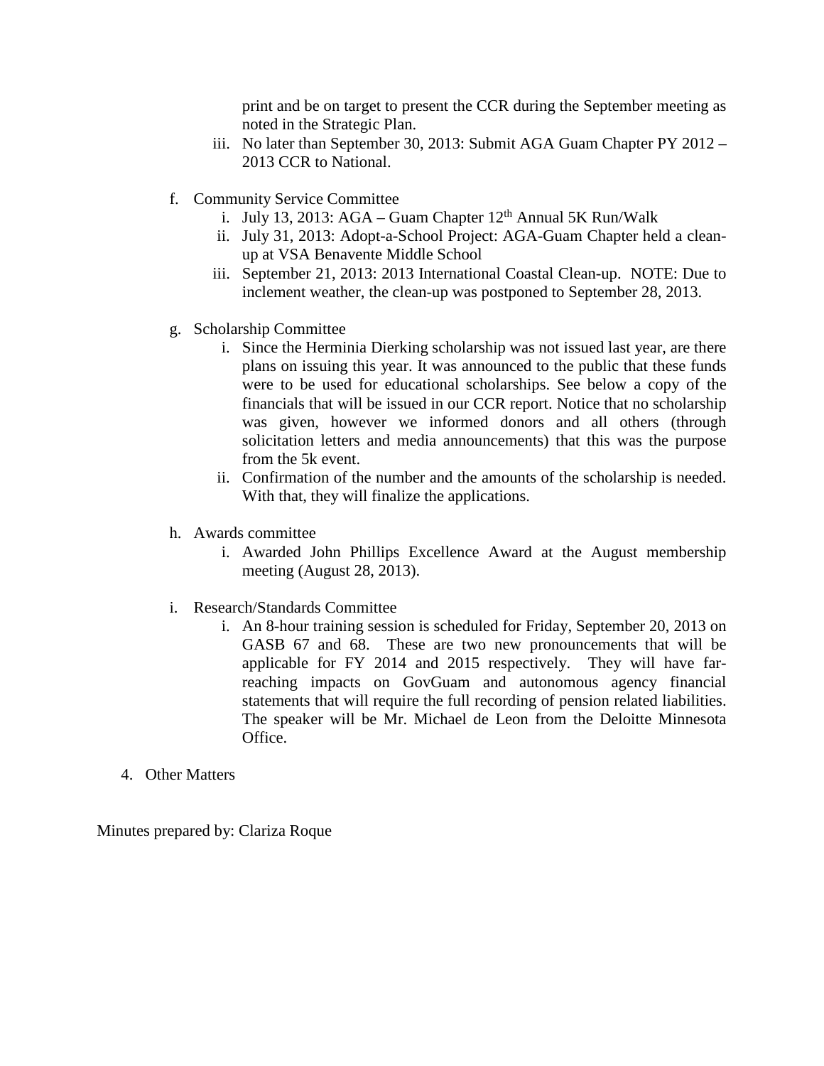print and be on target to present the CCR during the September meeting as noted in the Strategic Plan.

iii. No later than September 30, 2013: Submit AGA Guam Chapter PY 2012 – 2013 CCR to National.

f. Community Service Committee
   i. July 13, 2013: AGA – Guam Chapter 12th Annual 5K Run/Walk
   ii. July 31, 2013: Adopt-a-School Project: AGA-Guam Chapter held a clean-up at VSA Benavente Middle School
   iii. September 21, 2013: 2013 International Coastal Clean-up. NOTE: Due to inclement weather, the clean-up was postponed to September 28, 2013.

g. Scholarship Committee
   i. Since the Herminia Dierking scholarship was not issued last year, are there plans on issuing this year. It was announced to the public that these funds were to be used for educational scholarships. See below a copy of the financials that will be issued in our CCR report. Notice that no scholarship was given, however we informed donors and all others (through solicitation letters and media announcements) that this was the purpose from the 5k event.
   ii. Confirmation of the number and the amounts of the scholarship is needed. With that, they will finalize the applications.

h. Awards committee
   i. Awarded John Phillips Excellence Award at the August membership meeting (August 28, 2013).

i. Research/Standards Committee
   i. An 8-hour training session is scheduled for Friday, September 20, 2013 on GASB 67 and 68. These are two new pronouncements that will be applicable for FY 2014 and 2015 respectively. They will have far-reaching impacts on GovGuam and autonomous agency financial statements that will require the full recording of pension related liabilities. The speaker will be Mr. Michael de Leon from the Deloitte Minnesota Office.

4. Other Matters

Minutes prepared by: Clariza Roque